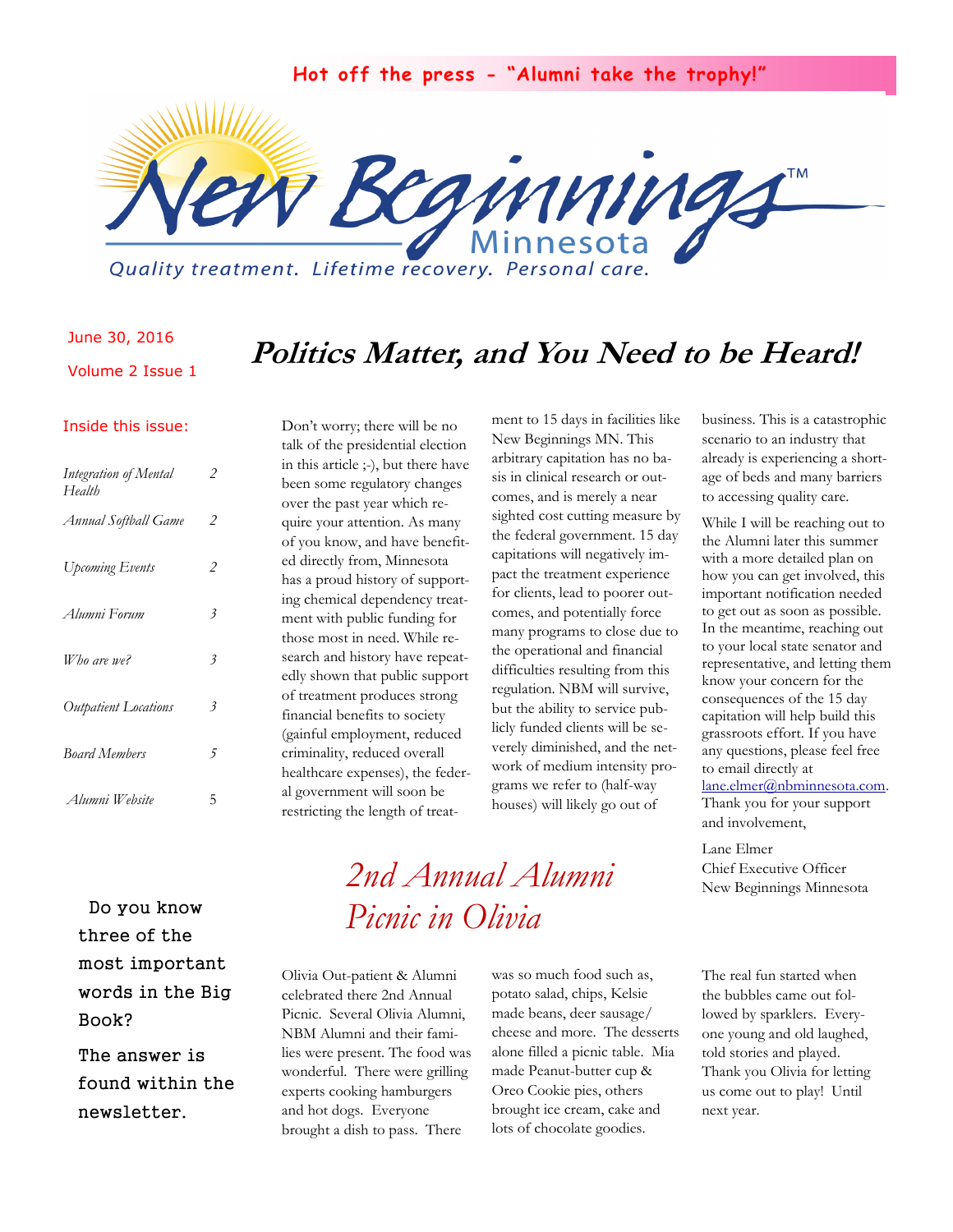Hot off the press - "Alumni take the trophy!"

New Beginnings™ Minnesota

Quality treatment. Lifetime recovery. Personal care.

June 30, 2016

Volume 2 Issue 1

**Inside this issue:**

| | |
|---|---|
| *Integration of Mental Health* | 2 |
| *Annual Softball Game* | 2 |
| *Upcoming Events* | 2 |
| *Alumni Forum* | 3 |
| *Who are we?* | 3 |
| *Outpatient Locations* | 3 |
| *Board Members* | 5 |
| *Alumni Website* | 5 |

# Politics Matter, and You Need to be Heard!

Don't worry; there will be no talk of the presidential election in this article ;-), but there have been some regulatory changes over the past year which require your attention. As many of you know, and have benefited directly from, Minnesota has a proud history of supporting chemical dependency treatment with public funding for those most in need. While research and history have repeatedly shown that public support of treatment produces strong financial benefits to society (gainful employment, reduced criminality, reduced overall healthcare expenses), the federal government will soon be restricting the length of treatment to 15 days in facilities like New Beginnings MN. This arbitrary capitation has no basis in clinical research or outcomes, and is merely a near sighted cost cutting measure by the federal government. 15 day capitations will negatively impact the treatment experience for clients, lead to poorer outcomes, and potentially force many programs to close due to the operational and financial difficulties resulting from this regulation. NBM will survive, but the ability to service publicly funded clients will be severely diminished, and the network of medium intensity programs we refer to (half-way houses) will likely go out of business. This is a catastrophic scenario to an industry that already is experiencing a shortage of beds and many barriers to accessing quality care.

While I will be reaching out to the Alumni later this summer with a more detailed plan on how you can get involved, this important notification needed to get out as soon as possible. In the meantime, reaching out to your local state senator and representative, and letting them know your concern for the consequences of the 15 day capitation will help build this grassroots effort. If you have any questions, please feel free to email directly at lane.elmer@nbminnesota.com. Thank you for your support and involvement,

Lane Elmer
Chief Executive Officer
New Beginnings Minnesota

## *2nd Annual Alumni Picnic in Olivia*

Olivia Out-patient & Alumni celebrated there 2nd Annual Picnic. Several Olivia Alumni, NBM Alumni and their families were present. The food was wonderful. There were grilling experts cooking hamburgers and hot dogs. Everyone brought a dish to pass. There was so much food such as, potato salad, chips, Kelsie made beans, deer sausage/cheese and more. The desserts alone filled a picnic table. Mia made Peanut-butter cup & Oreo Cookie pies, others brought ice cream, cake and lots of chocolate goodies.

The real fun started when the bubbles came out followed by sparklers. Everyone young and old laughed, told stories and played. Thank you Olivia for letting us come out to play! Until next year.

Do you know three of the most important words in the Big Book?

The answer is found within the newsletter.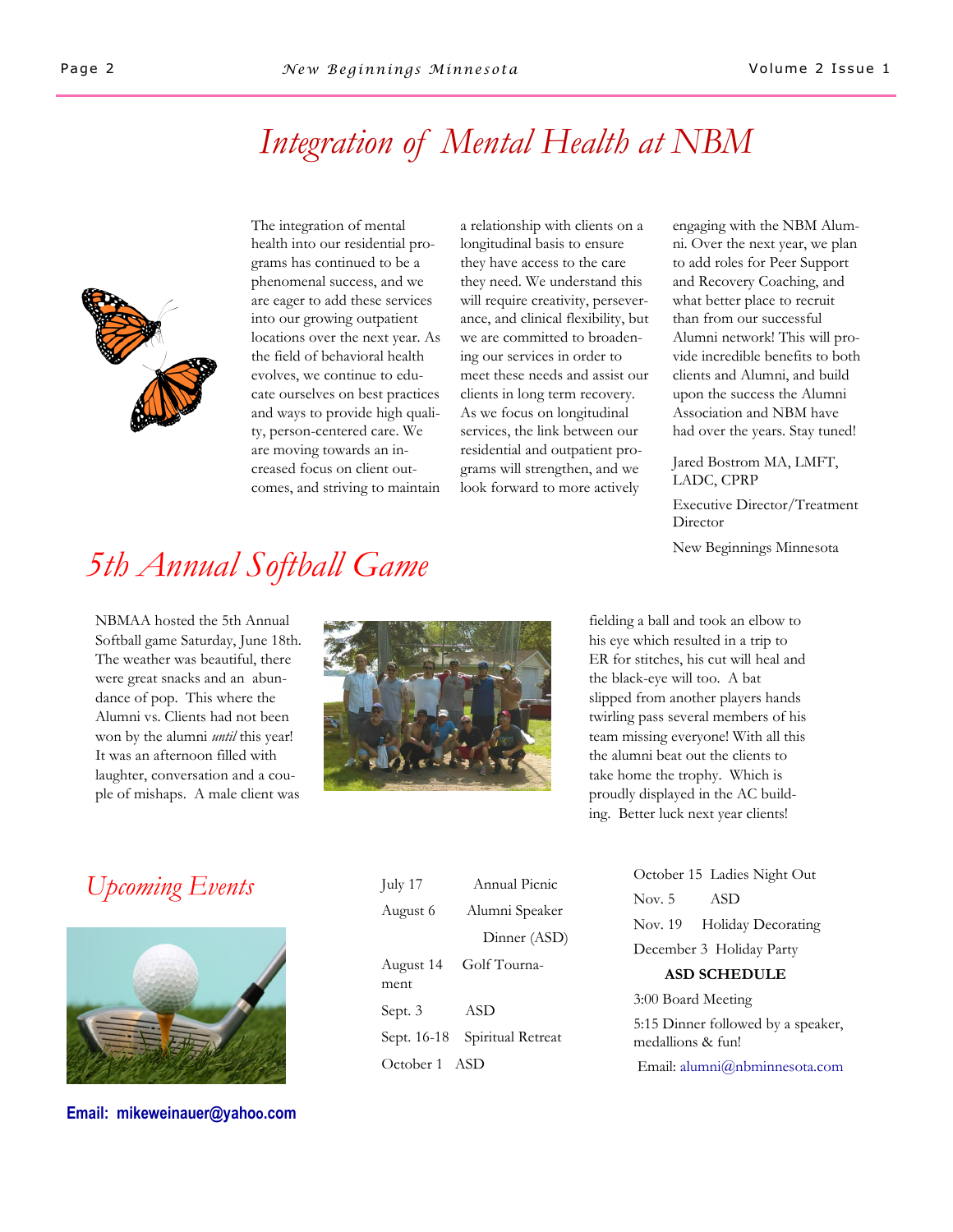# Integration of Mental Health at NBM

The integration of mental health into our residential programs has continued to be a phenomenal success, and we are eager to add these services into our growing outpatient locations over the next year. As the field of behavioral health evolves, we continue to educate ourselves on best practices and ways to provide high quality, person-centered care. We are moving towards an increased focus on client outcomes, and striving to maintain a relationship with clients on a longitudinal basis to ensure they have access to the care they need. We understand this will require creativity, perseverance, and clinical flexibility, but we are committed to broadening our services in order to meet these needs and assist our clients in long term recovery. As we focus on longitudinal services, the link between our residential and outpatient programs will strengthen, and we look forward to more actively engaging with the NBM Alumni. Over the next year, we plan to add roles for Peer Support and Recovery Coaching, and what better place to recruit than from our successful Alumni network! This will provide incredible benefits to both clients and Alumni, and build upon the success the Alumni Association and NBM have had over the years. Stay tuned!

Jared Bostrom MA, LMFT, LADC, CPRP

Executive Director/Treatment Director

New Beginnings Minnesota

# 5th Annual Softball Game

NBMAA hosted the 5th Annual Softball game Saturday, June 18th. The weather was beautiful, there were great snacks and an abundance of pop. This where the Alumni vs. Clients had not been won by the alumni *until* this year! It was an afternoon filled with laughter, conversation and a couple of mishaps. A male client was fielding a ball and took an elbow to his eye which resulted in a trip to ER for stitches, his cut will heal and the black-eye will too. A bat slipped from another players hands twirling pass several members of his team missing everyone! With all this the alumni beat out the clients to take home the trophy. Which is proudly displayed in the AC building. Better luck next year clients!

# Upcoming Events

- July 17 — Annual Picnic
- August 6 — Alumni Speaker Dinner (ASD)
- August 14 — Golf Tournament
- Sept. 3 — ASD
- Sept. 16-18 — Spiritual Retreat
- October 1 — ASD
- October 15 — Ladies Night Out
- Nov. 5 — ASD
- Nov. 19 — Holiday Decorating
- December 3 — Holiday Party

**ASD SCHEDULE**

3:00 Board Meeting

5:15 Dinner followed by a speaker, medallions & fun!

Email: alumni@nbminnesota.com

**Email: mikeweinauer@yahoo.com**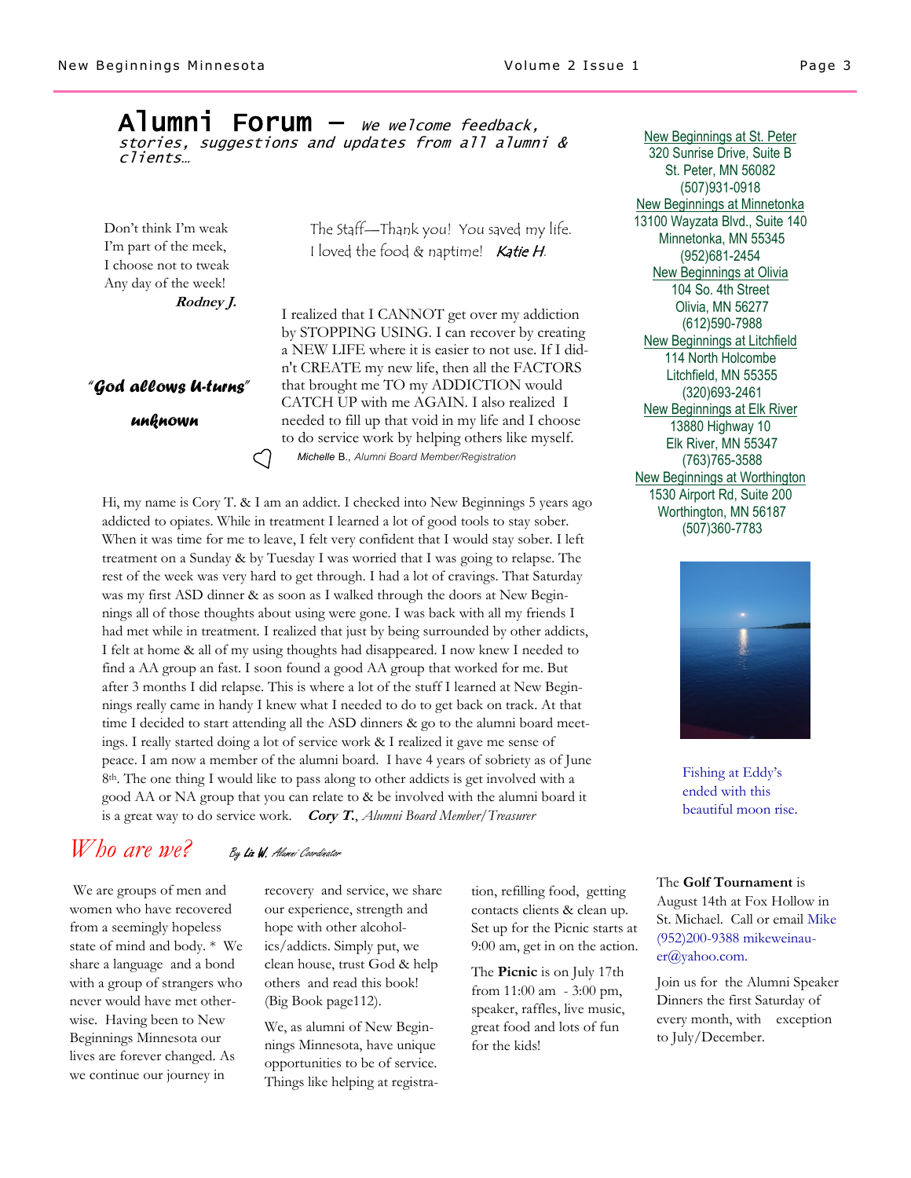# Alumni Forum — *We welcome feedback, stories, suggestions and updates from all alumni & clients…*

Don't think I'm weak
I'm part of the meek,
I choose not to tweak
Any day of the week!

***Rodney J.***

The Staff—Thank you! You saved my life. I loved the food & naptime! *Katie H.*

***"God allows U-turns"***

***unknown***

I realized that I CANNOT get over my addiction by STOPPING USING. I can recover by creating a NEW LIFE where it is easier to not use. If I didn't CREATE my new life, then all the FACTORS that brought me TO my ADDICTION would CATCH UP with me AGAIN. I also realized I needed to fill up that void in my life and I choose to do service work by helping others like myself.

*Michelle B., Alumni Board Member/Registration*

Hi, my name is Cory T. & I am an addict. I checked into New Beginnings 5 years ago addicted to opiates. While in treatment I learned a lot of good tools to stay sober. When it was time for me to leave, I felt very confident that I would stay sober. I left treatment on a Sunday & by Tuesday I was worried that I was going to relapse. The rest of the week was very hard to get through. I had a lot of cravings. That Saturday was my first ASD dinner & as soon as I walked through the doors at New Beginnings all of those thoughts about using were gone. I was back with all my friends I had met while in treatment. I realized that just by being surrounded by other addicts, I felt at home & all of my using thoughts had disappeared. I now knew I needed to find a AA group an fast. I soon found a good AA group that worked for me. But after 3 months I did relapse. This is where a lot of the stuff I learned at New Beginnings really came in handy I knew what I needed to do to get back on track. At that time I decided to start attending all the ASD dinners & go to the alumni board meetings. I really started doing a lot of service work & I realized it gave me sense of peace. I am now a member of the alumni board. I have 4 years of sobriety as of June 8th. The one thing I would like to pass along to other addicts is get involved with a good AA or NA group that you can relate to & be involved with the alumni board it is a great way to do service work. ***Cory T.***, *Alumni Board Member/Treasurer*

New Beginnings at St. Peter
320 Sunrise Drive, Suite B
St. Peter, MN 56082
(507)931-0918

New Beginnings at Minnetonka
13100 Wayzata Blvd., Suite 140
Minnetonka, MN 55345
(952)681-2454

New Beginnings at Olivia
104 So. 4th Street
Olivia, MN 56277
(612)590-7988

New Beginnings at Litchfield
114 North Holcombe
Litchfield, MN 55355
(320)693-2461

New Beginnings at Elk River
13880 Highway 10
Elk River, MN 55347
(763)765-3588

New Beginnings at Worthington
1530 Airport Rd, Suite 200
Worthington, MN 56187
(507)360-7783

Fishing at Eddy's ended with this beautiful moon rise.

## *Who are we?* 

*By Liz W. Alumni Coordinator*

We are groups of men and women who have recovered from a seemingly hopeless state of mind and body. * We share a language and a bond with a group of strangers who never would have met otherwise. Having been to New Beginnings Minnesota our lives are forever changed. As we continue our journey in recovery and service, we share our experience, strength and hope with other alcoholics/addicts. Simply put, we clean house, trust God & help others and read this book! (Big Book page112).

We, as alumni of New Beginnings Minnesota, have unique opportunities to be of service. Things like helping at registration, refilling food, getting contacts clients & clean up. Set up for the Picnic starts at 9:00 am, get in on the action.

The **Picnic** is on July 17th from 11:00 am - 3:00 pm, speaker, raffles, live music, great food and lots of fun for the kids!

The **Golf Tournament** is August 14th at Fox Hollow in St. Michael. Call or email Mike (952)200-9388 mikeweinauer@yahoo.com.

Join us for the Alumni Speaker Dinners the first Saturday of every month, with exception to July/December.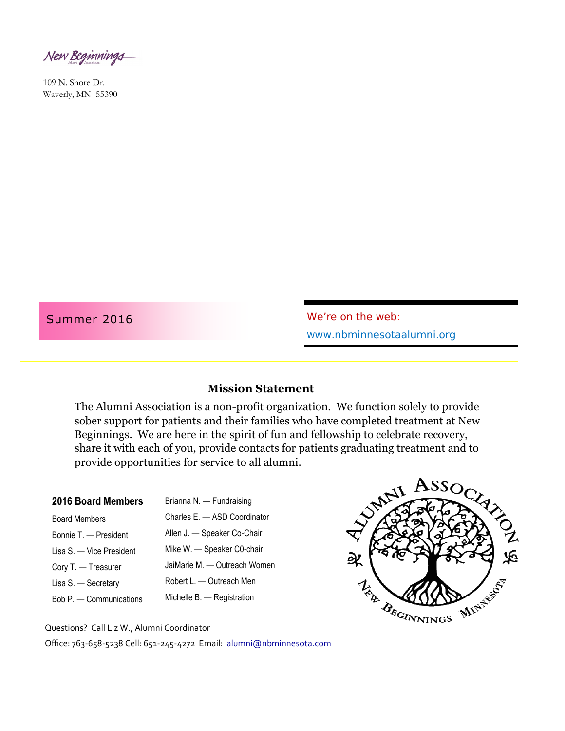New Beginnings Alumni Association

109 N. Shore Dr.
Waverly, MN 55390

Summer 2016

We're on the web:
www.nbminnesotaalumni.org

## Mission Statement

The Alumni Association is a non-profit organization. We function solely to provide sober support for patients and their families who have completed treatment at New Beginnings. We are here in the spirit of fun and fellowship to celebrate recovery, share it with each of you, provide contacts for patients graduating treatment and to provide opportunities for service to all alumni.

### 2016 Board Members

Board Members
Bonnie T. — President
Lisa S. — Vice President
Cory T. — Treasurer
Lisa S. — Secretary
Bob P. — Communications
Brianna N. — Fundraising
Charles E. — ASD Coordinator
Allen J. — Speaker Co-Chair
Mike W. — Speaker C0-chair
JaiMarie M. — Outreach Women
Robert L. — Outreach Men
Michelle B. — Registration

Alumni Association New Beginnings Minnesota

Questions? Call Liz W., Alumni Coordinator
Office: 763-658-5238 Cell: 651-245-4272 Email: alumni@nbminnesota.com